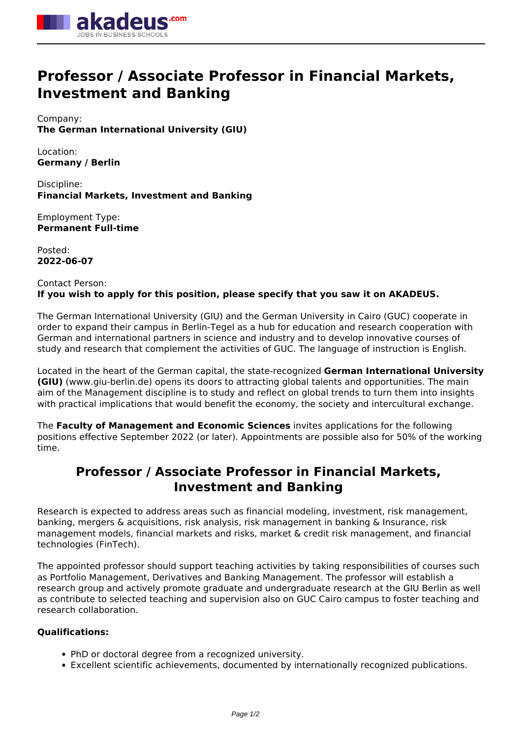# Professor / Associate Professor in Financial Markets, Investment and Banking

Company:
**The German International University (GIU)**

Location:
**Germany / Berlin**

Discipline:
**Financial Markets, Investment and Banking**

Employment Type:
**Permanent Full-time**

Posted:
**2022-06-07**

Contact Person:
**If you wish to apply for this position, please specify that you saw it on AKADEUS.**

The German International University (GIU) and the German University in Cairo (GUC) cooperate in order to expand their campus in Berlin-Tegel as a hub for education and research cooperation with German and international partners in science and industry and to develop innovative courses of study and research that complement the activities of GUC. The language of instruction is English.

Located in the heart of the German capital, the state-recognized **German International University (GIU)** (www.giu-berlin.de) opens its doors to attracting global talents and opportunities. The main aim of the Management discipline is to study and reflect on global trends to turn them into insights with practical implications that would benefit the economy, the society and intercultural exchange.

The **Faculty of Management and Economic Sciences** invites applications for the following positions effective September 2022 (or later). Appointments are possible also for 50% of the working time.

## Professor / Associate Professor in Financial Markets, Investment and Banking

Research is expected to address areas such as financial modeling, investment, risk management, banking, mergers & acquisitions, risk analysis, risk management in banking & Insurance, risk management models, financial markets and risks, market & credit risk management, and financial technologies (FinTech).

The appointed professor should support teaching activities by taking responsibilities of courses such as Portfolio Management, Derivatives and Banking Management. The professor will establish a research group and actively promote graduate and undergraduate research at the GIU Berlin as well as contribute to selected teaching and supervision also on GUC Cairo campus to foster teaching and research collaboration.

**Qualifications:**

- PhD or doctoral degree from a recognized university.
- Excellent scientific achievements, documented by internationally recognized publications.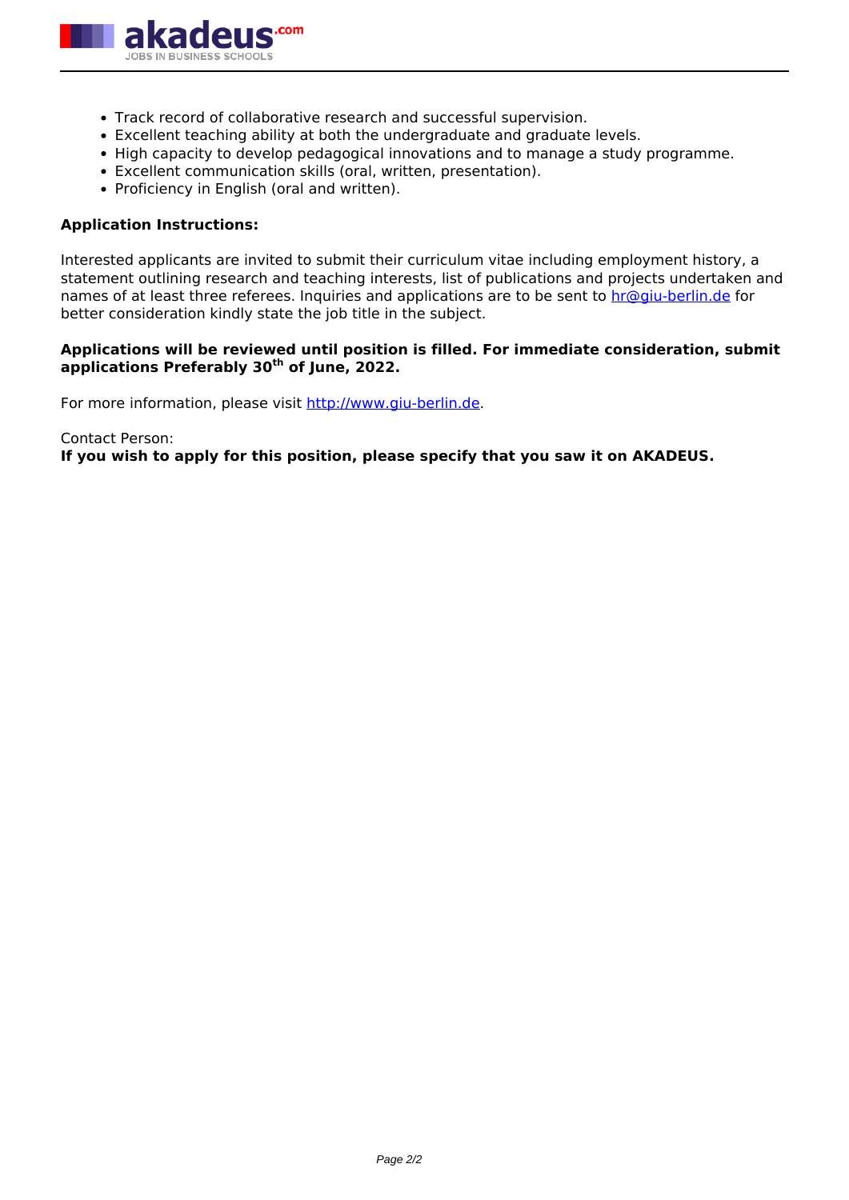- Track record of collaborative research and successful supervision.
- Excellent teaching ability at both the undergraduate and graduate levels.
- High capacity to develop pedagogical innovations and to manage a study programme.
- Excellent communication skills (oral, written, presentation).
- Proficiency in English (oral and written).

**Application Instructions:**

Interested applicants are invited to submit their curriculum vitae including employment history, a statement outlining research and teaching interests, list of publications and projects undertaken and names of at least three referees. Inquiries and applications are to be sent to hr@giu-berlin.de for better consideration kindly state the job title in the subject.

**Applications will be reviewed until position is filled. For immediate consideration, submit applications Preferably 30th of June, 2022.**

For more information, please visit http://www.giu-berlin.de.

Contact Person:
**If you wish to apply for this position, please specify that you saw it on AKADEUS.**